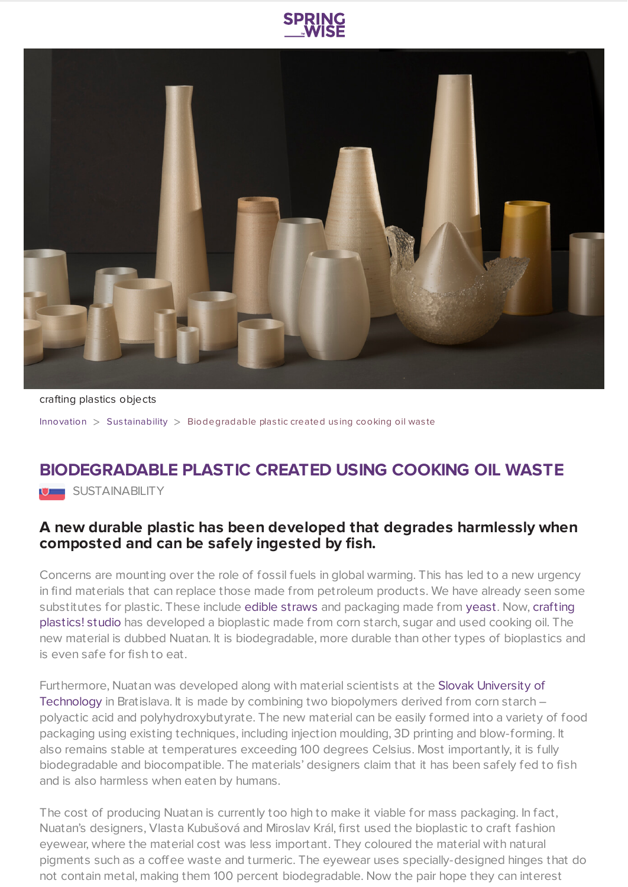crafting plastics objects

Innovation > Sustainability > Biodegradable plastic created using cooking oil waste

# BIODEGRADABLE PLASTIC CREATED USING COOKING OIL WASTE

SUSTAINABILITY

## A new durable plastic has been developed that degrades harmlessly when composted and can be safely ingested by fish.

Concerns are mounting over the role of fossil fuels in global warming. This has led to a new urgency in find materials that can replace those made from petroleum products. We have already seen some substitutes for plastic. These include edible straws and packaging made from yeast. Now, crafting plastics! studio has developed a bioplastic made from corn starch, sugar and used cooking oil. The new material is dubbed Nuatan. It is biodegradable, more durable than other types of bioplastics and is even safe for fish to eat.

Furthermore, Nuatan was developed along with material scientists at the Slovak University of Technology in Bratislava. It is made by combining two biopolymers derived from corn starch – polyactic acid and polyhydroxybutyrate. The new material can be easily formed into a variety of food packaging using existing techniques, including injection moulding, 3D printing and blow-forming. It also remains stable at temperatures exceeding 100 degrees Celsius. Most importantly, it is fully biodegradable and biocompatible. The materials' designers claim that it has been safely fed to fish and is also harmless when eaten by humans.

The cost of producing Nuatan is currently too high to make it viable for mass packaging. In fact, Nuatan's designers, Vlasta Kubušová and Miroslav Král, first used the bioplastic to craft fashion eyewear, where the material cost was less important. They coloured the material with natural pigments such as a coffee waste and turmeric. The eyewear uses specially-designed hinges that do not contain metal, making them 100 percent biodegradable. Now the pair hope they can interest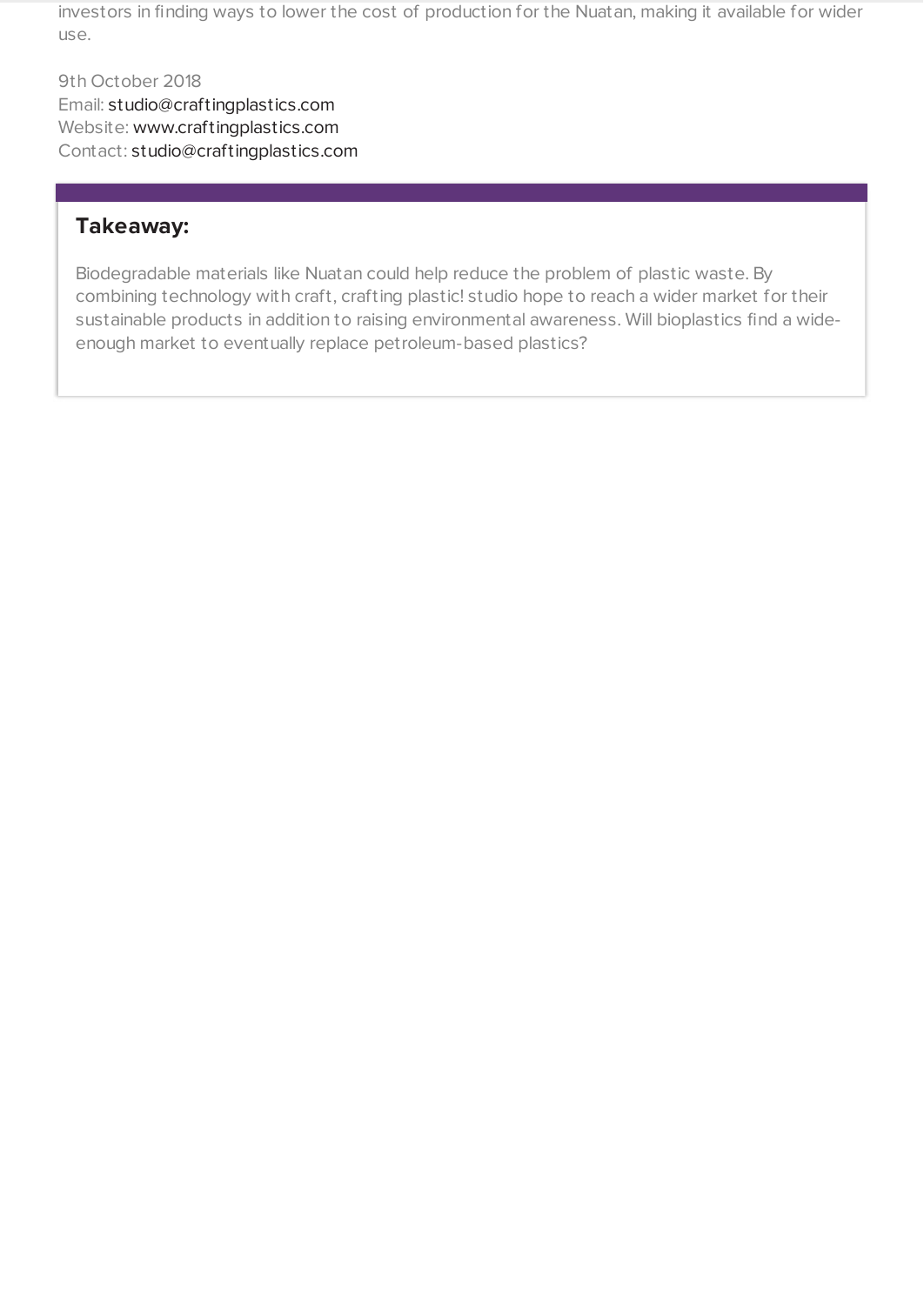investors in finding ways to lower the cost of production for the Nuatan, making it available for wider use.

9th October 2018
Email: studio@craftingplastics.com
Website: www.craftingplastics.com
Contact: studio@craftingplastics.com

**Takeaway:**

Biodegradable materials like Nuatan could help reduce the problem of plastic waste. By combining technology with craft, crafting plastic! studio hope to reach a wider market for their sustainable products in addition to raising environmental awareness. Will bioplastics find a wide-enough market to eventually replace petroleum-based plastics?